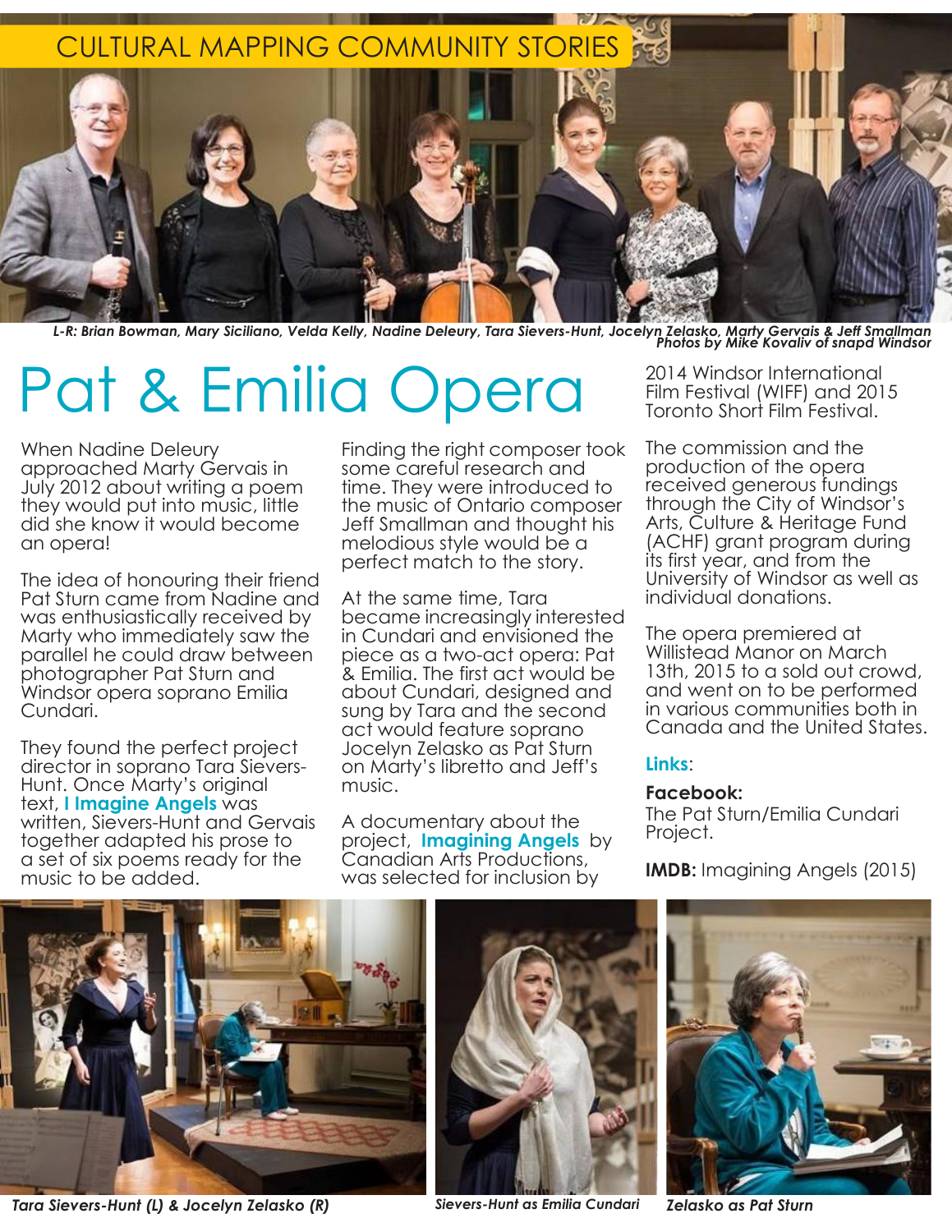CULTURAL MAPPING COMMUNITY STORIES

*L-R: Brian Bowman, Mary Siciliano, Velda Kelly, Nadine Deleury, Tara Sievers-Hunt, Jocelyn Zelasko, Marty Gervais & Jeff Smallman*
*Photos by Mike Kovaliv of snapd Windsor*

# Pat & Emilia Opera

When Nadine Deleury approached Marty Gervais in July 2012 about writing a poem they would put into music, little did she know it would become an opera!

The idea of honouring their friend Pat Sturn came from Nadine and was enthusiastically received by Marty who immediately saw the parallel he could draw between photographer Pat Sturn and Windsor opera soprano Emilia Cundari.

They found the perfect project director in soprano Tara Sievers-Hunt. Once Marty's original text, **I Imagine Angels** was written, Sievers-Hunt and Gervais together adapted his prose to a set of six poems ready for the music to be added.

Finding the right composer took some careful research and time. They were introduced to the music of Ontario composer Jeff Smallman and thought his melodious style would be a perfect match to the story.

At the same time, Tara became increasingly interested in Cundari and envisioned the piece as a two-act opera: Pat & Emilia. The first act would be about Cundari, designed and sung by Tara and the second act would feature soprano Jocelyn Zelasko as Pat Sturn on Marty's libretto and Jeff's music.

A documentary about the project, **Imagining Angels** by Canadian Arts Productions, was selected for inclusion by 2014 Windsor International Film Festival (WIFF) and 2015 Toronto Short Film Festival.

The commission and the production of the opera received generous fundings through the City of Windsor's Arts, Culture & Heritage Fund (ACHF) grant program during its first year, and from the University of Windsor as well as individual donations.

The opera premiered at Willistead Manor on March 13th, 2015 to a sold out crowd, and went on to be performed in various communities both in Canada and the United States.

**Links**:

**Facebook:**
The Pat Sturn/Emilia Cundari Project.

**IMDB:** Imagining Angels (2015)

*Tara Sievers-Hunt (L) & Jocelyn Zelasko (R)*

*Sievers-Hunt as Emilia Cundari*

*Zelasko as Pat Sturn*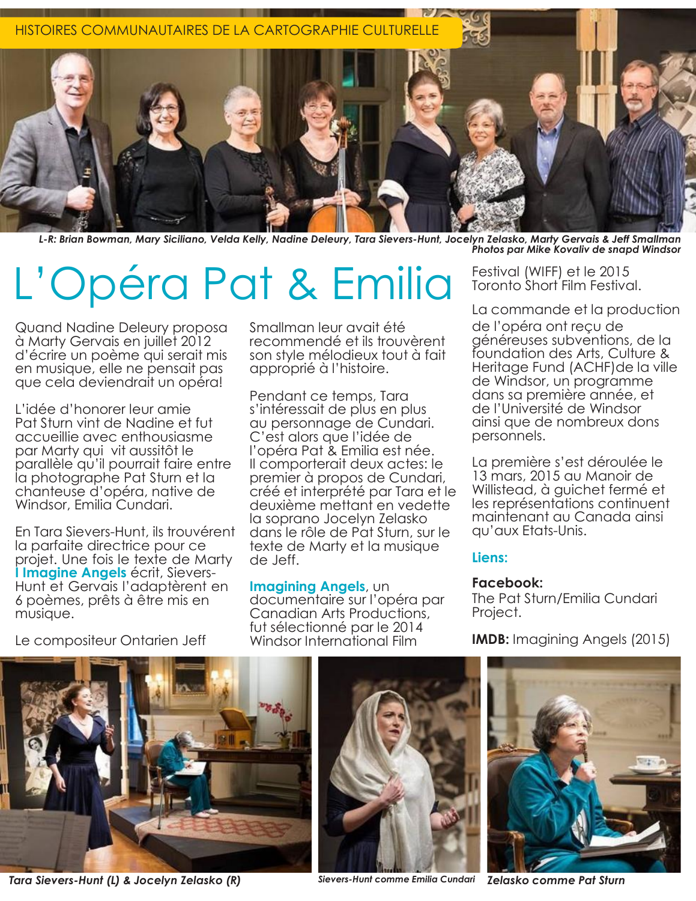HISTOIRES COMMUNAUTAIRES DE LA CARTOGRAPHIE CULTURELLE

*L-R: Brian Bowman, Mary Siciliano, Velda Kelly, Nadine Deleury, Tara Sievers-Hunt, Jocelyn Zelasko, Marty Gervais & Jeff Smallman*
*Photos par Mike Kovaliv de snapd Windsor*

# L'Opéra Pat & Emilia

Quand Nadine Deleury proposa à Marty Gervais en juillet 2012 d'écrire un poème qui serait mis en musique, elle ne pensait pas que cela deviendrait un opéra!

L'idée d'honorer leur amie Pat Sturn vint de Nadine et fut accueillie avec enthousiasme par Marty qui vit aussitôt le parallèle qu'il pourrait faire entre la photographe Pat Sturn et la chanteuse d'opéra, native de Windsor, Emilia Cundari.

En Tara Sievers-Hunt, ils trouvérent la parfaite directrice pour ce projet. Une fois le texte de Marty **I Imagine Angels** écrit, Sievers-Hunt et Gervais l'adaptèrent en 6 poèmes, prêts à être mis en musique.

Le compositeur Ontarien Jeff Smallman leur avait été recommendé et ils trouvèrent son style mélodieux tout à fait approprié à l'histoire.

Pendant ce temps, Tara s'intéressait de plus en plus au personnage de Cundari. C'est alors que l'idée de l'opéra Pat & Emilia est née. Il comporterait deux actes: le premier à propos de Cundari, créé et interprété par Tara et le deuxième mettant en vedette la soprano Jocelyn Zelasko dans le rôle de Pat Sturn, sur le texte de Marty et la musique de Jeff.

**Imagining Angels**, un documentaire sur l'opéra par Canadian Arts Productions, fut sélectionné par le 2014 Windsor International Film Festival (WIFF) et le 2015 Toronto Short Film Festival.

La commande et la production de l'opéra ont reçu de généreuses subventions, de la foundation des Arts, Culture & Heritage Fund (ACHF)de la ville de Windsor, un programme dans sa première année, et de l'Université de Windsor ainsi que de nombreux dons personnels.

La première s'est déroulée le 13 mars, 2015 au Manoir de Willistead, à guichet fermé et les représentations continuent maintenant au Canada ainsi qu'aux Etats-Unis.

**Liens:**

**Facebook:**
The Pat Sturn/Emilia Cundari Project.

**IMDB:** Imagining Angels (2015)

*Tara Sievers-Hunt (L) & Jocelyn Zelasko (R)*

*Sievers-Hunt comme Emilia Cundari*

*Zelasko comme Pat Sturn*